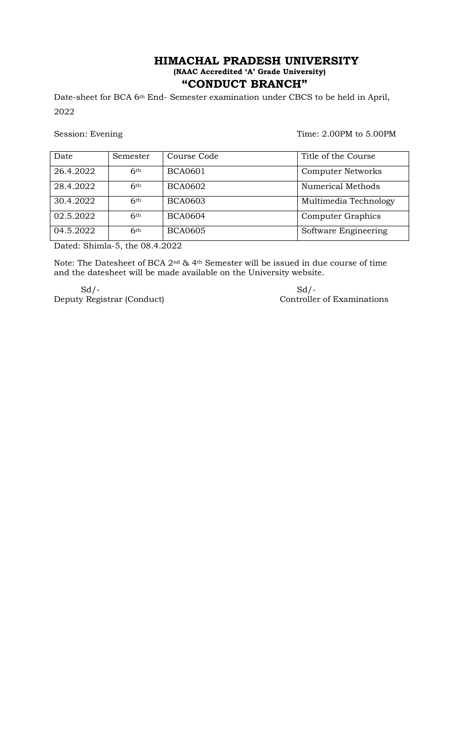# HIMACHAL PRADESH UNIVERSITY

**(NAAC Accredited 'A' Grade University)**

## "CONDUCT BRANCH"

Date-sheet for BCA 6th End- Semester examination under CBCS to be held in April, 2022

Session: Evening                                                                Time: 2.00PM to 5.00PM

| Date | Semester | Course Code | Title of the Course |
|---|---|---|---|
| 26.4.2022 | 6th | BCA0601 | Computer Networks |
| 28.4.2022 | 6th | BCA0602 | Numerical Methods |
| 30.4.2022 | 6th | BCA0603 | Multimedia Technology |
| 02.5.2022 | 6th | BCA0604 | Computer Graphics |
| 04.5.2022 | 6th | BCA0605 | Software Engineering |

Dated: Shimla-5, the 08.4.2022

Note: The Datesheet of BCA 2nd & 4th Semester will be issued in due course of time and the datesheet will be made available on the University website.

Sd/-
Deputy Registrar (Conduct)

Sd/-
Controller of Examinations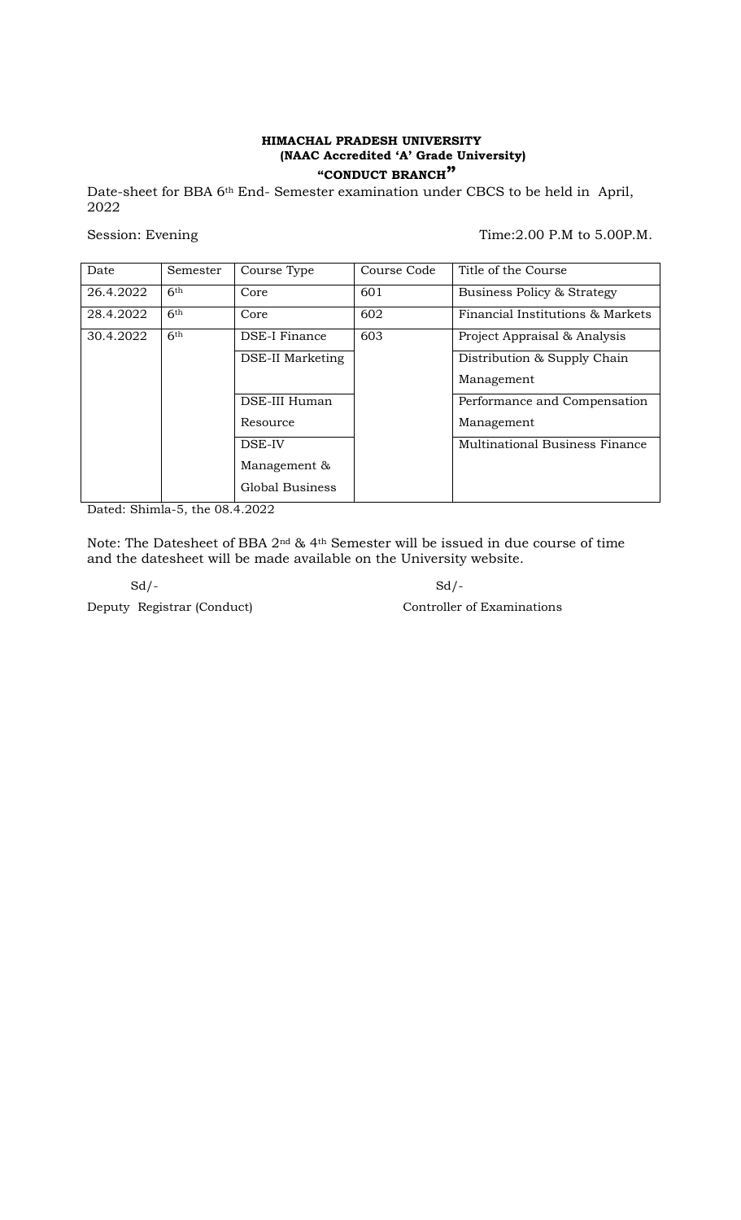**HIMACHAL PRADESH UNIVERSITY**
**(NAAC Accredited 'A' Grade University)**
**"CONDUCT BRANCH"**

Date-sheet for BBA 6th End- Semester examination under CBCS to be held in April, 2022

Session: Evening

Time:2.00 P.M to 5.00P.M.

| Date | Semester | Course Type | Course Code | Title of the Course |
|---|---|---|---|---|
| 26.4.2022 | 6th | Core | 601 | Business Policy & Strategy |
| 28.4.2022 | 6th | Core | 602 | Financial Institutions & Markets |
| 30.4.2022 | 6th | DSE-I Finance | 603 | Project Appraisal & Analysis |
| | | DSE-II Marketing | | Distribution & Supply Chain Management |
| | | DSE-III Human Resource | | Performance and Compensation Management |
| | | DSE-IV Management & Global Business | | Multinational Business Finance |

Dated: Shimla-5, the 08.4.2022

Note: The Datesheet of BBA 2nd & 4th Semester will be issued in due course of time and the datesheet will be made available on the University website.

Sd/-
Deputy Registrar (Conduct)

Sd/-
Controller of Examinations